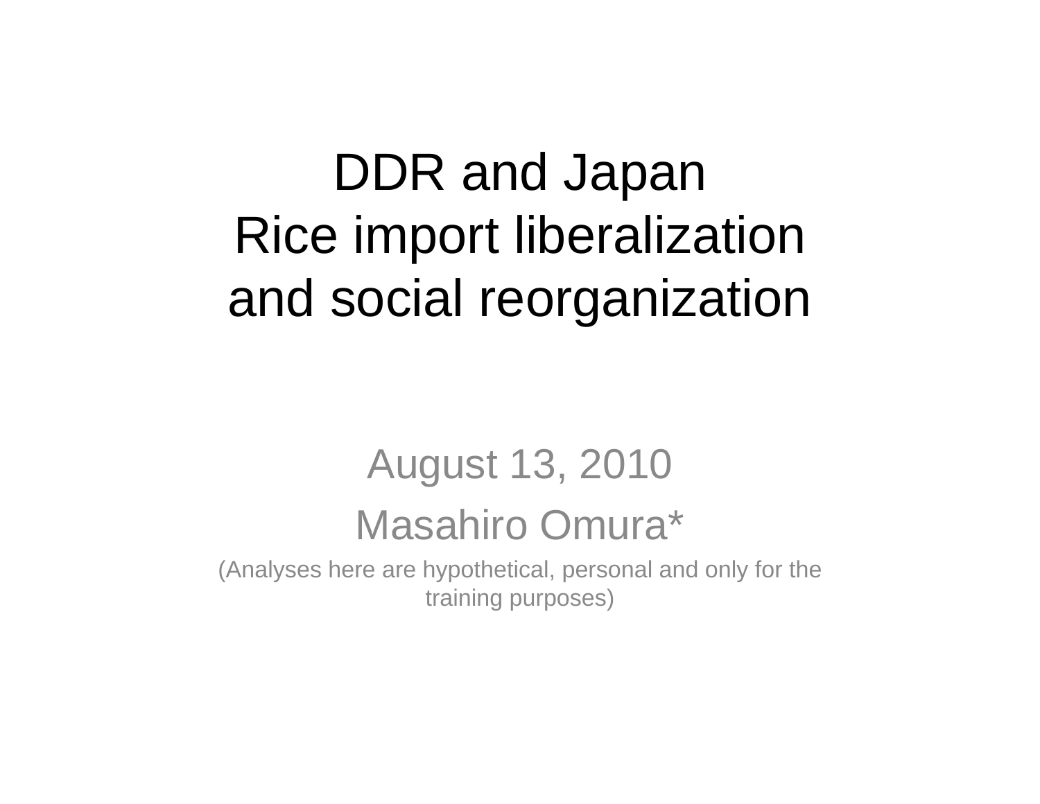# DDR and Japan
# Rice import liberalization and social reorganization

August 13, 2010

Masahiro Omura*

(Analyses here are hypothetical, personal and only for the training purposes)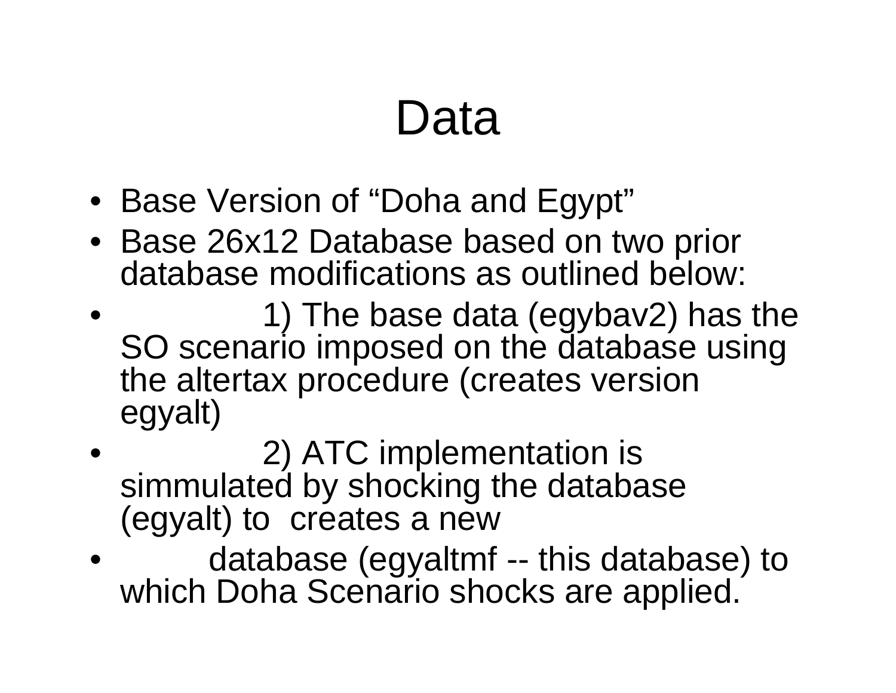# Data

- Base Version of "Doha and Egypt"
- Base 26x12 Database based on two prior database modifications as outlined below:
- 1) The base data (egybav2) has the SO scenario imposed on the database using the altertax procedure (creates version egyalt)
- 2) ATC implementation is simmulated by shocking the database (egyalt) to creates a new
- database (egyaltmf -- this database) to which Doha Scenario shocks are applied.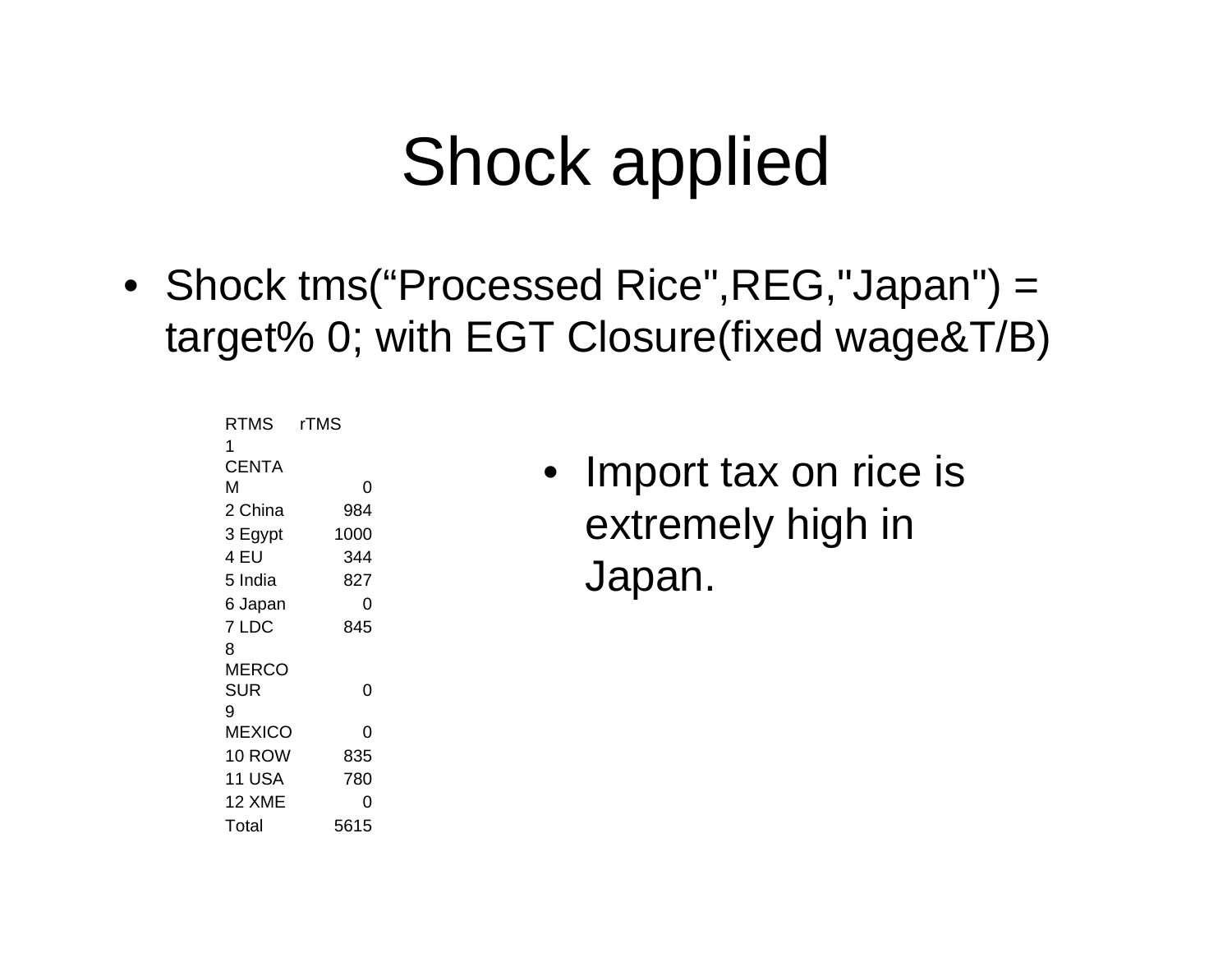# Shock applied

- Shock tms("Processed Rice",REG,"Japan") = target% 0; with EGT Closure(fixed wage&T/B)

| RTMS | rTMS |
|---|---|
| 1 CENTAM | 0 |
| 2 China | 984 |
| 3 Egypt | 1000 |
| 4 EU | 344 |
| 5 India | 827 |
| 6 Japan | 0 |
| 7 LDC | 845 |
| 8 MERCOSUR | 0 |
| 9 MEXICO | 0 |
| 10 ROW | 835 |
| 11 USA | 780 |
| 12 XME | 0 |
| Total | 5615 |

- Import tax on rice is extremely high in Japan.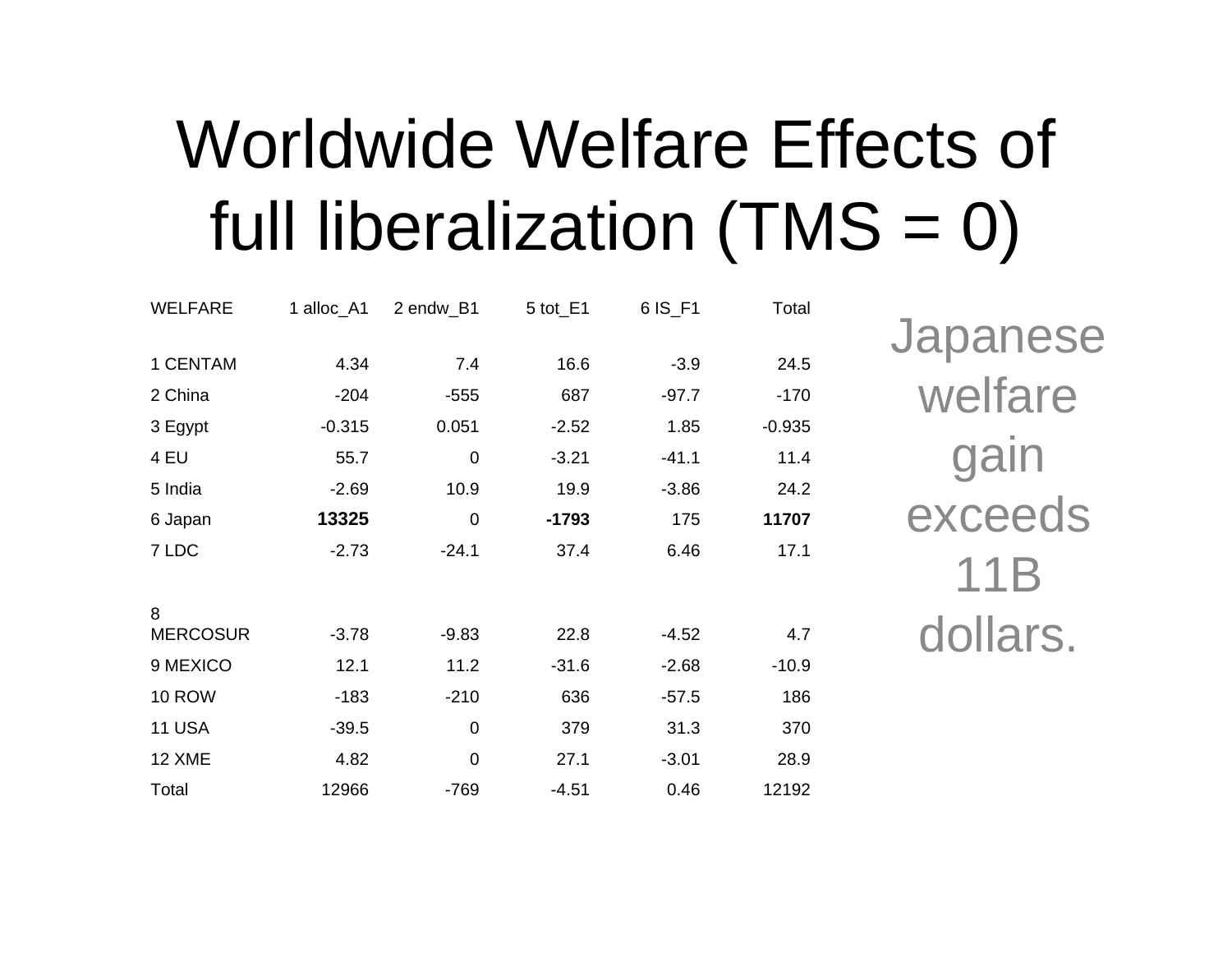# Worldwide Welfare Effects of full liberalization (TMS = 0)

| WELFARE | 1 alloc_A1 | 2 endw_B1 | 5 tot_E1 | 6 IS_F1 | Total |
|---|---|---|---|---|---|
| 1 CENTAM | 4.34 | 7.4 | 16.6 | -3.9 | 24.5 |
| 2 China | -204 | -555 | 687 | -97.7 | -170 |
| 3 Egypt | -0.315 | 0.051 | -2.52 | 1.85 | -0.935 |
| 4 EU | 55.7 | 0 | -3.21 | -41.1 | 11.4 |
| 5 India | -2.69 | 10.9 | 19.9 | -3.86 | 24.2 |
| 6 Japan | **13325** | 0 | **-1793** | 175 | **11707** |
| 7 LDC | -2.73 | -24.1 | 37.4 | 6.46 | 17.1 |
| 8 MERCOSUR | -3.78 | -9.83 | 22.8 | -4.52 | 4.7 |
| 9 MEXICO | 12.1 | 11.2 | -31.6 | -2.68 | -10.9 |
| 10 ROW | -183 | -210 | 636 | -57.5 | 186 |
| 11 USA | -39.5 | 0 | 379 | 31.3 | 370 |
| 12 XME | 4.82 | 0 | 27.1 | -3.01 | 28.9 |
| Total | 12966 | -769 | -4.51 | 0.46 | 12192 |

Japanese welfare gain exceeds 11B dollars.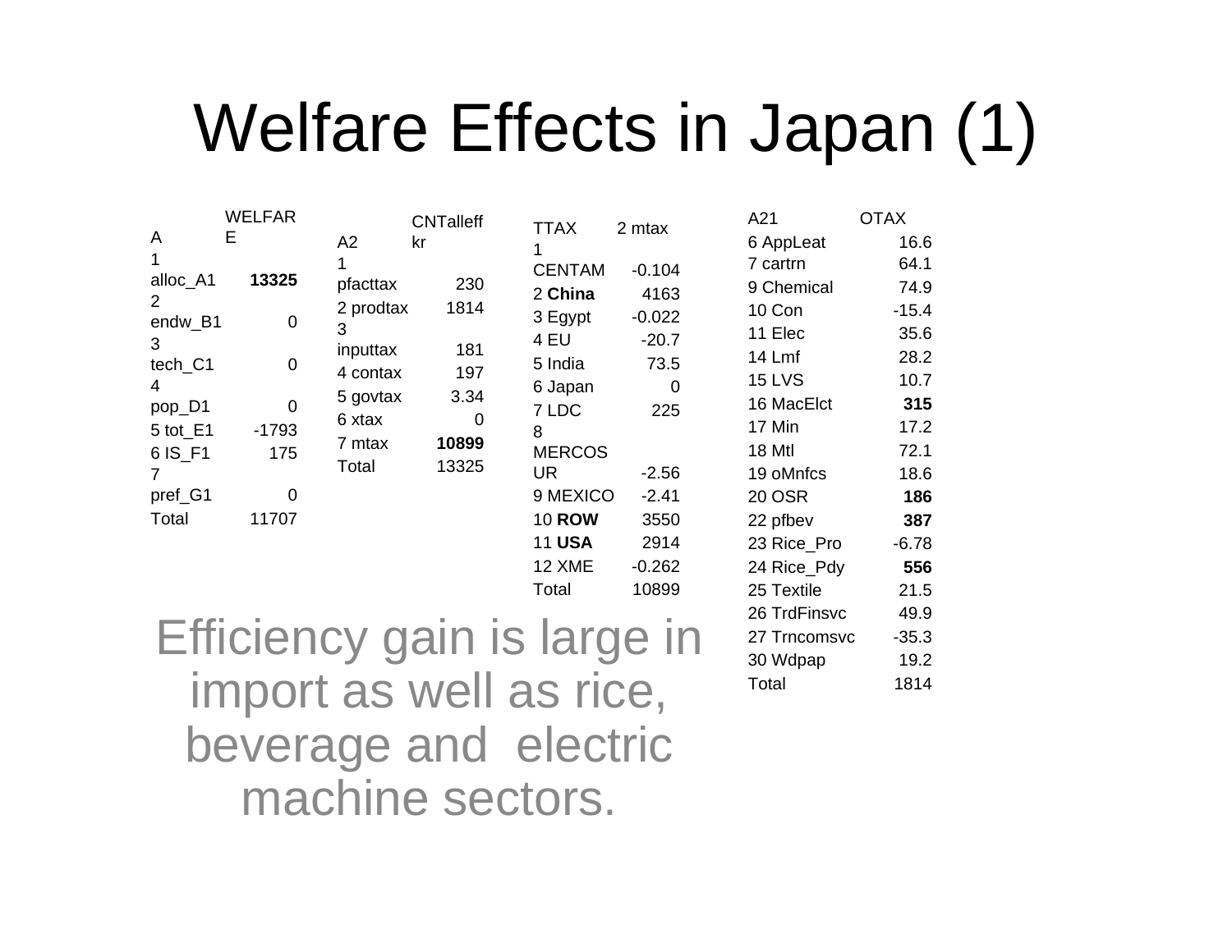# Welfare Effects in Japan (1)

| A | WELFARE |
|---|---|
| 1 alloc_A1 | **13325** |
| 2 endw_B1 | 0 |
| 3 tech_C1 | 0 |
| 4 pop_D1 | 0 |
| 5 tot_E1 | -1793 |
| 6 IS_F1 | 175 |
| 7 pref_G1 | 0 |
| Total | 11707 |

| A2 | CNTalleffkr |
|---|---|
| 1 pfacttax | 230 |
| 2 prodtax | 1814 |
| 3 inputtax | 181 |
| 4 contax | 197 |
| 5 govtax | 3.34 |
| 6 xtax | 0 |
| 7 mtax | **10899** |
| Total | 13325 |

| TTAX | 2 mtax |
|---|---|
| 1 CENTAM | -0.104 |
| 2 **China** | 4163 |
| 3 Egypt | -0.022 |
| 4 EU | -20.7 |
| 5 India | 73.5 |
| 6 Japan | 0 |
| 7 LDC | 225 |
| 8 MERCOSUR | -2.56 |
| 9 MEXICO | -2.41 |
| 10 **ROW** | 3550 |
| 11 **USA** | 2914 |
| 12 XME | -0.262 |
| Total | 10899 |

| A21 | OTAX |
|---|---|
| 6 AppLeat | 16.6 |
| 7 cartrn | 64.1 |
| 9 Chemical | 74.9 |
| 10 Con | -15.4 |
| 11 Elec | 35.6 |
| 14 Lmf | 28.2 |
| 15 LVS | 10.7 |
| 16 MacElct | **315** |
| 17 Min | 17.2 |
| 18 Mtl | 72.1 |
| 19 oMnfcs | 18.6 |
| 20 OSR | **186** |
| 22 pfbev | **387** |
| 23 Rice_Pro | -6.78 |
| 24 Rice_Pdy | **556** |
| 25 Textile | 21.5 |
| 26 TrdFinsvc | 49.9 |
| 27 Trncomsvc | -35.3 |
| 30 Wdpap | 19.2 |
| Total | 1814 |

Efficiency gain is large in import as well as rice, beverage and electric machine sectors.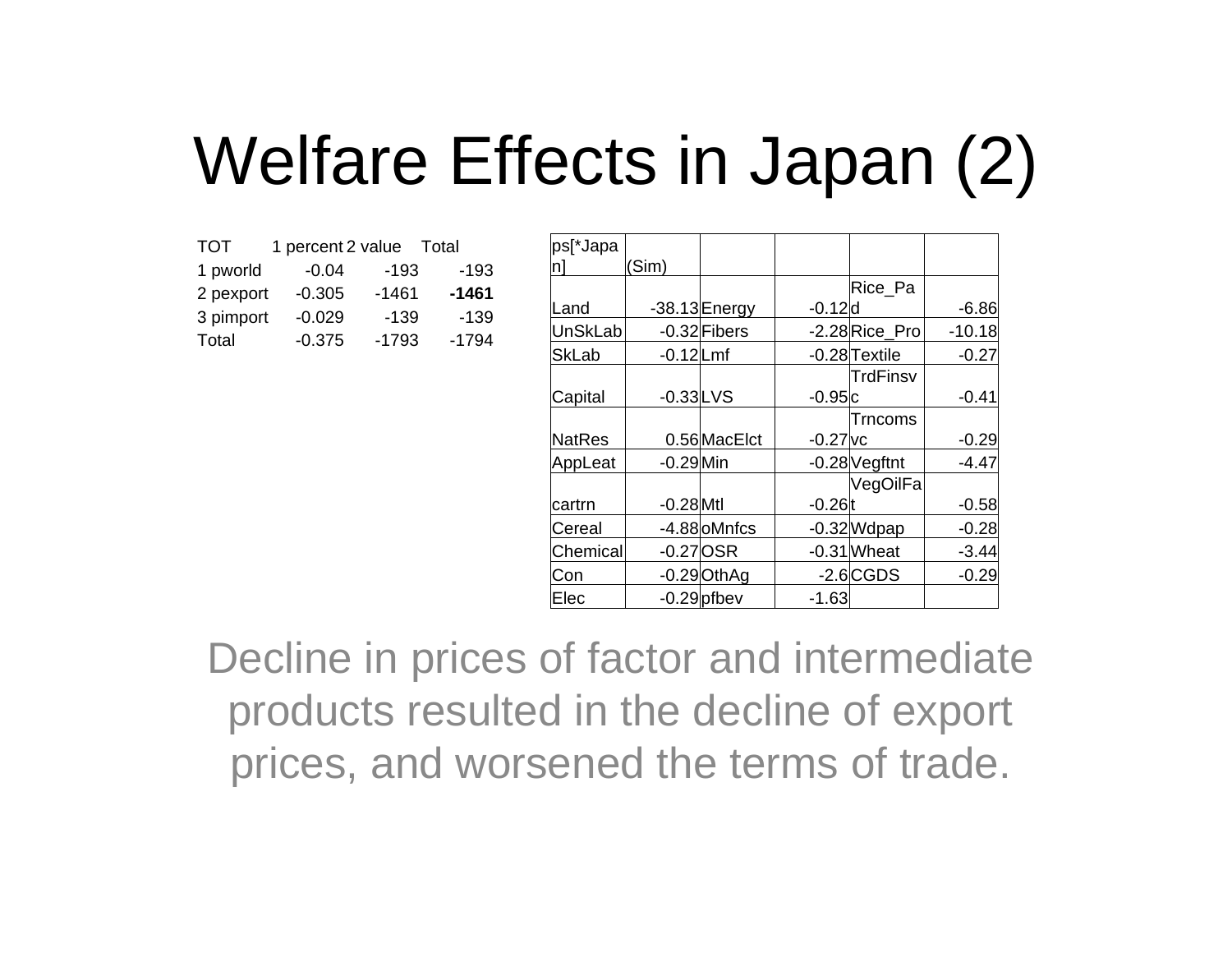# Welfare Effects in Japan (2)

| TOT | 1 percent | 2 value | Total |
|---|---|---|---|
| 1 pworld | -0.04 | -193 | -193 |
| 2 pexport | -0.305 | -1461 | **-1461** |
| 3 pimport | -0.029 | -139 | -139 |
| Total | -0.375 | -1793 | -1794 |

| ps[*Japan] | (Sim) | | | | |
|---|---|---|---|---|---|
| Land | -38.13 | Energy | -0.12 | Rice_Pad | -6.86 |
| UnSkLab | -0.32 | Fibers | -2.28 | Rice_Pro | -10.18 |
| SkLab | -0.12 | Lmf | -0.28 | Textile | -0.27 |
| Capital | -0.33 | LVS | -0.95 | TrdFinsvc | -0.41 |
| NatRes | 0.56 | MacElct | -0.27 | Trncomsvc | -0.29 |
| AppLeat | -0.29 | Min | -0.28 | Vegftnt | -4.47 |
| cartrn | -0.28 | Mtl | -0.26 | VegOilFat | -0.58 |
| Cereal | -4.88 | oMnfcs | -0.32 | Wdpap | -0.28 |
| Chemical | -0.27 | OSR | -0.31 | Wheat | -3.44 |
| Con | -0.29 | OthAg | -2.6 | CGDS | -0.29 |
| Elec | -0.29 | pfbev | -1.63 | | |

Decline in prices of factor and intermediate products resulted in the decline of export prices, and worsened the terms of trade.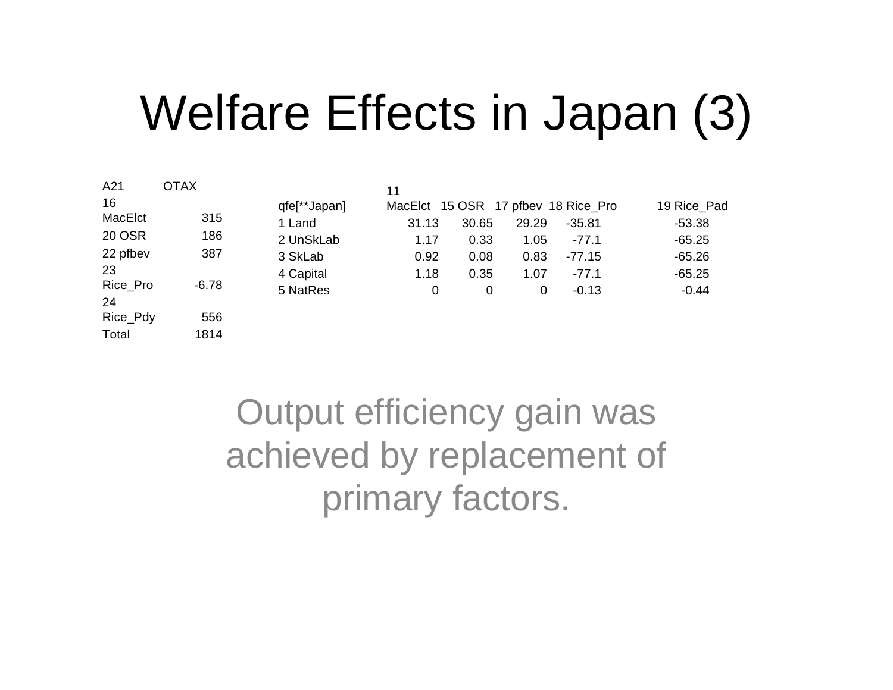# Welfare Effects in Japan (3)

| A21 | OTAX |
|---|---|
| 16 MacElct | 315 |
| 20 OSR | 186 |
| 22 pfbev | 387 |
| 23 Rice_Pro | -6.78 |
| 24 Rice_Pdy | 556 |
| Total | 1814 |

| qfe[**Japan] | 11 MacElct | 15 OSR | 17 pfbev | 18 Rice_Pro | 19 Rice_Pad |
|---|---|---|---|---|---|
| 1 Land | 31.13 | 30.65 | 29.29 | -35.81 | -53.38 |
| 2 UnSkLab | 1.17 | 0.33 | 1.05 | -77.1 | -65.25 |
| 3 SkLab | 0.92 | 0.08 | 0.83 | -77.15 | -65.26 |
| 4 Capital | 1.18 | 0.35 | 1.07 | -77.1 | -65.25 |
| 5 NatRes | 0 | 0 | 0 | -0.13 | -0.44 |

Output efficiency gain was achieved by replacement of primary factors.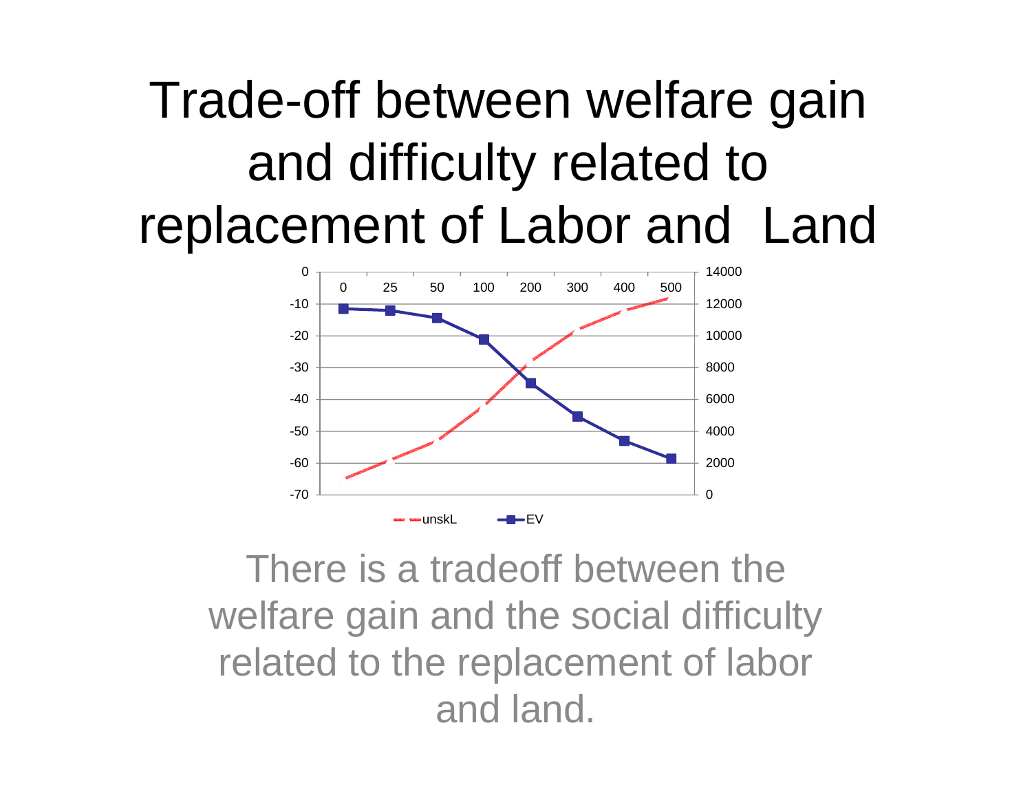# Trade-off between welfare gain and difficulty related to replacement of Labor and Land

There is a tradeoff between the welfare gain and the social difficulty related to the replacement of labor and land.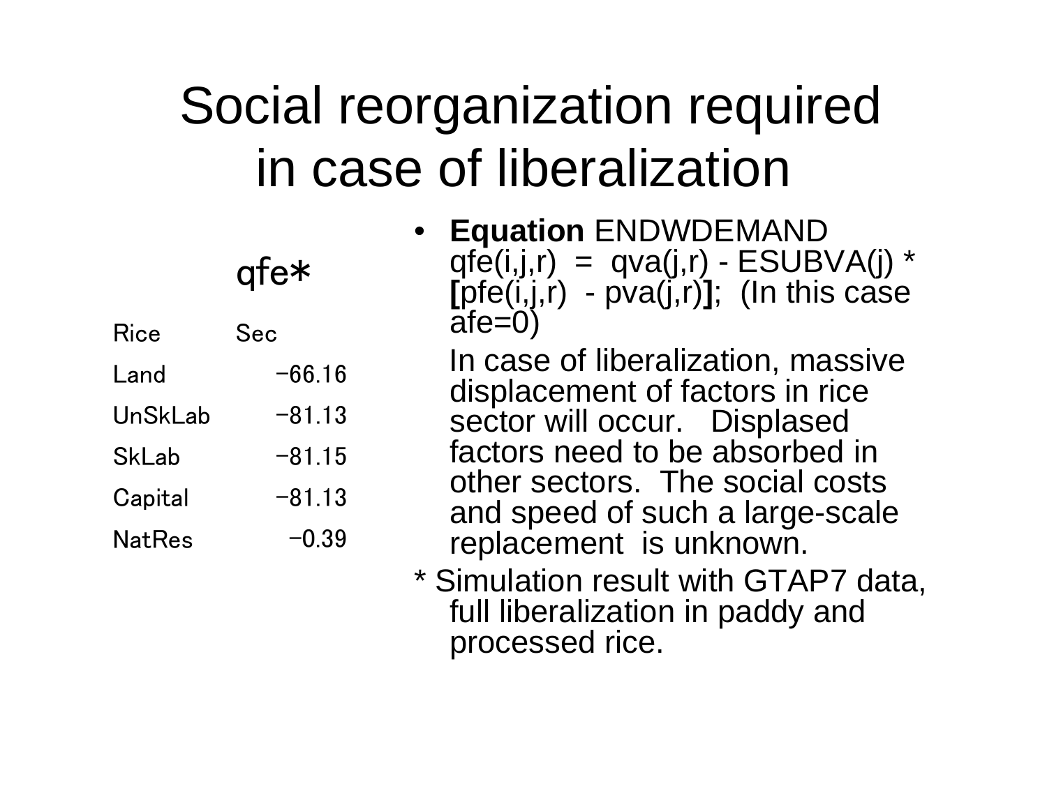# Social reorganization required in case of liberalization

qfe*

| Rice | Sec |
|---|---|
| Land | -66.16 |
| UnSkLab | -81.13 |
| SkLab | -81.15 |
| Capital | -81.13 |
| NatRes | -0.39 |

- **Equation** ENDWDEMAND qfe(i,j,r) = qva(j,r) - ESUBVA(j) * **[**pfe(i,j,r) - pva(j,r)**]**; (In this case afe=0)

  In case of liberalization, massive displacement of factors in rice sector will occur. Displased factors need to be absorbed in other sectors. The social costs and speed of such a large-scale replacement is unknown.

* Simulation result with GTAP7 data, full liberalization in paddy and processed rice.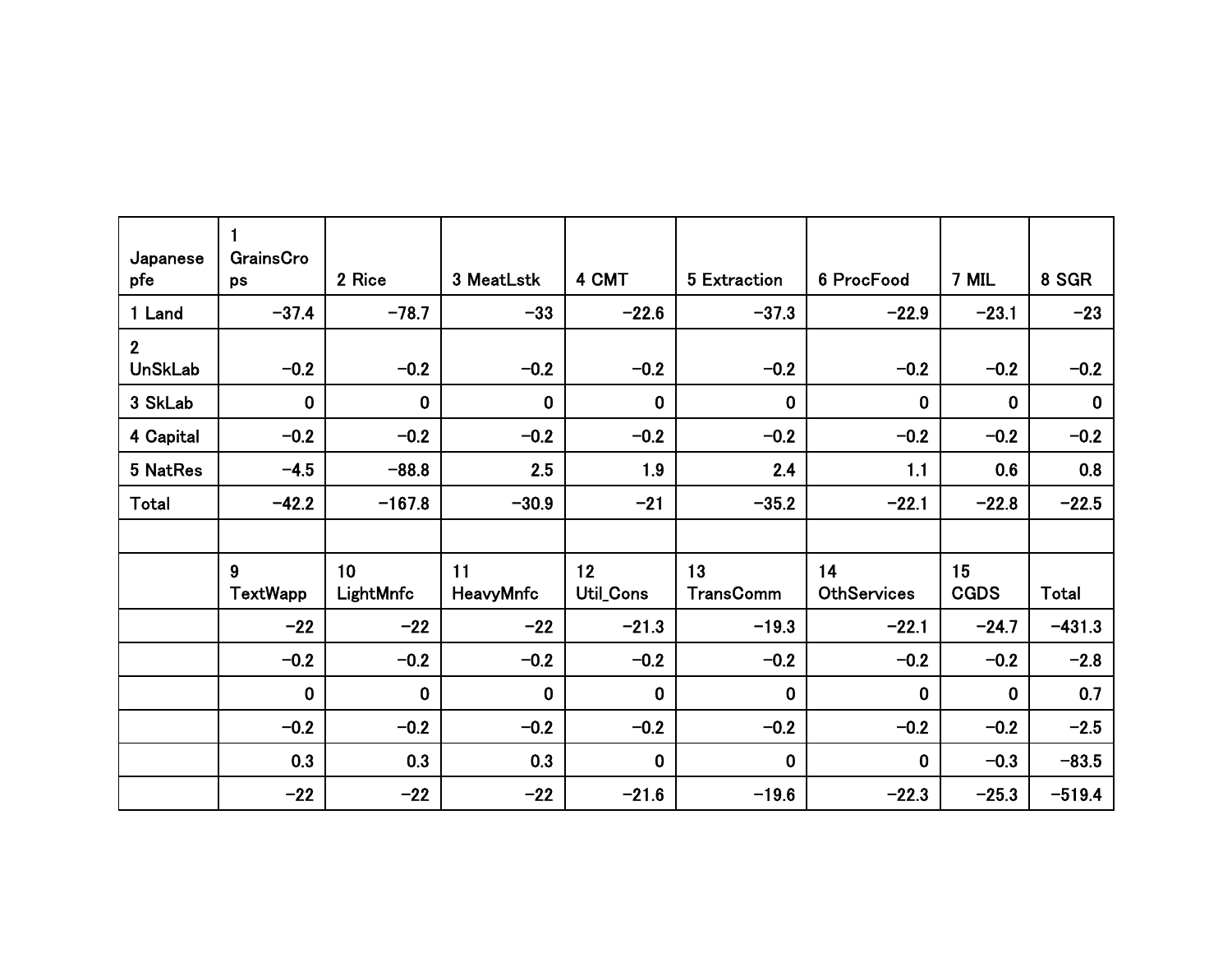| Japanese pfe | 1 GrainsCrops | 2 Rice | 3 MeatLstk | 4 CMT | 5 Extraction | 6 ProcFood | 7 MIL | 8 SGR |
|---|---|---|---|---|---|---|---|---|
| 1 Land | −37.4 | −78.7 | −33 | −22.6 | −37.3 | −22.9 | −23.1 | −23 |
| 2 UnSkLab | −0.2 | −0.2 | −0.2 | −0.2 | −0.2 | −0.2 | −0.2 | −0.2 |
| 3 SkLab | 0 | 0 | 0 | 0 | 0 | 0 | 0 | 0 |
| 4 Capital | −0.2 | −0.2 | −0.2 | −0.2 | −0.2 | −0.2 | −0.2 | −0.2 |
| 5 NatRes | −4.5 | −88.8 | 2.5 | 1.9 | 2.4 | 1.1 | 0.6 | 0.8 |
| Total | −42.2 | −167.8 | −30.9 | −21 | −35.2 | −22.1 | −22.8 | −22.5 |
| | | | | | | | | |
| | 9 TextWapp | 10 LightMnfc | 11 HeavyMnfc | 12 Util_Cons | 13 TransComm | 14 OthServices | 15 CGDS | Total |
| | −22 | −22 | −22 | −21.3 | −19.3 | −22.1 | −24.7 | −431.3 |
| | −0.2 | −0.2 | −0.2 | −0.2 | −0.2 | −0.2 | −0.2 | −2.8 |
| | 0 | 0 | 0 | 0 | 0 | 0 | 0 | 0.7 |
| | −0.2 | −0.2 | −0.2 | −0.2 | −0.2 | −0.2 | −0.2 | −2.5 |
| | 0.3 | 0.3 | 0.3 | 0 | 0 | 0 | −0.3 | −83.5 |
| | −22 | −22 | −22 | −21.6 | −19.6 | −22.3 | −25.3 | −519.4 |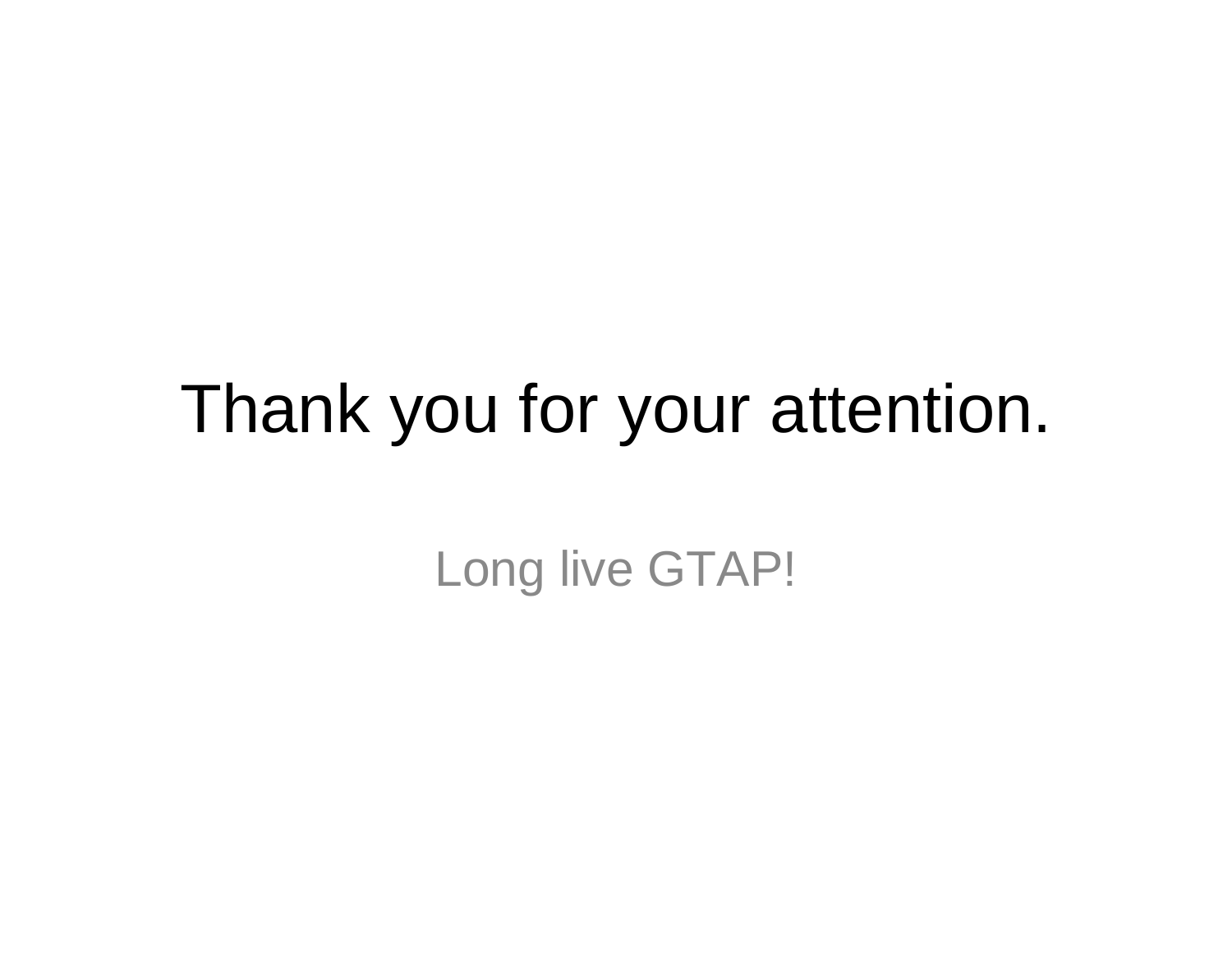# Thank you for your attention.

Long live GTAP!